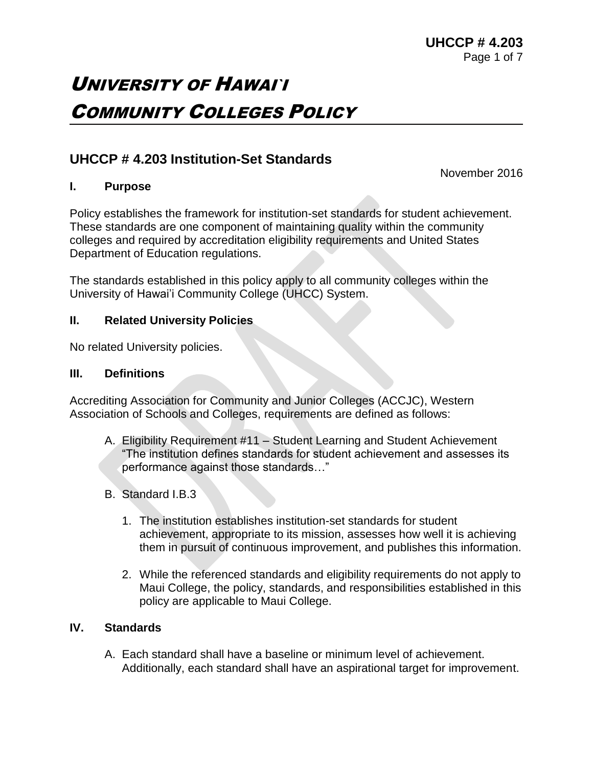# UNIVERSITY OF HAWAI`I COMMUNITY COLLEGES POLICY

## UHCCP # 4.203 Institution-Set Standards

November 2016

### I. Purpose

Policy establishes the framework for institution-set standards for student achievement. These standards are one component of maintaining quality within the community colleges and required by accreditation eligibility requirements and United States Department of Education regulations.

The standards established in this policy apply to all community colleges within the University of Hawai'i Community College (UHCC) System.

### II. Related University Policies

No related University policies.

### III. Definitions

Accrediting Association for Community and Junior Colleges (ACCJC), Western Association of Schools and Colleges, requirements are defined as follows:

A. Eligibility Requirement #11 – Student Learning and Student Achievement "The institution defines standards for student achievement and assesses its performance against those standards…"

B. Standard I.B.3

   1. The institution establishes institution-set standards for student achievement, appropriate to its mission, assesses how well it is achieving them in pursuit of continuous improvement, and publishes this information.

   2. While the referenced standards and eligibility requirements do not apply to Maui College, the policy, standards, and responsibilities established in this policy are applicable to Maui College.

### IV. Standards

A. Each standard shall have a baseline or minimum level of achievement. Additionally, each standard shall have an aspirational target for improvement.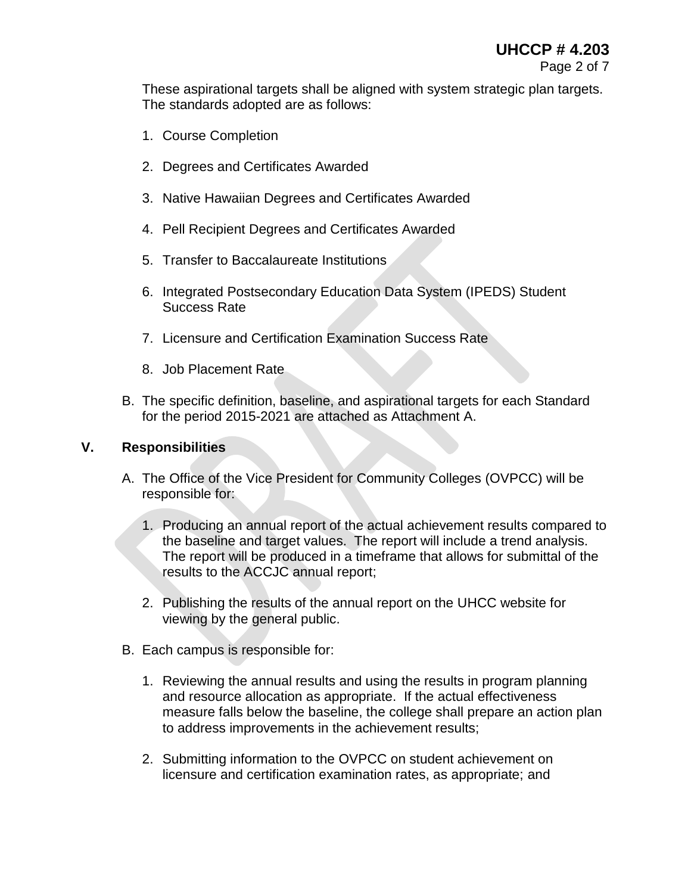These aspirational targets shall be aligned with system strategic plan targets. The standards adopted are as follows:

1. Course Completion
2. Degrees and Certificates Awarded
3. Native Hawaiian Degrees and Certificates Awarded
4. Pell Recipient Degrees and Certificates Awarded
5. Transfer to Baccalaureate Institutions
6. Integrated Postsecondary Education Data System (IPEDS) Student Success Rate
7. Licensure and Certification Examination Success Rate
8. Job Placement Rate

B. The specific definition, baseline, and aspirational targets for each Standard for the period 2015-2021 are attached as Attachment A.

## V. Responsibilities

A. The Office of the Vice President for Community Colleges (OVPCC) will be responsible for:

1. Producing an annual report of the actual achievement results compared to the baseline and target values. The report will include a trend analysis. The report will be produced in a timeframe that allows for submittal of the results to the ACCJC annual report;
2. Publishing the results of the annual report on the UHCC website for viewing by the general public.

B. Each campus is responsible for:

1. Reviewing the annual results and using the results in program planning and resource allocation as appropriate. If the actual effectiveness measure falls below the baseline, the college shall prepare an action plan to address improvements in the achievement results;
2. Submitting information to the OVPCC on student achievement on licensure and certification examination rates, as appropriate; and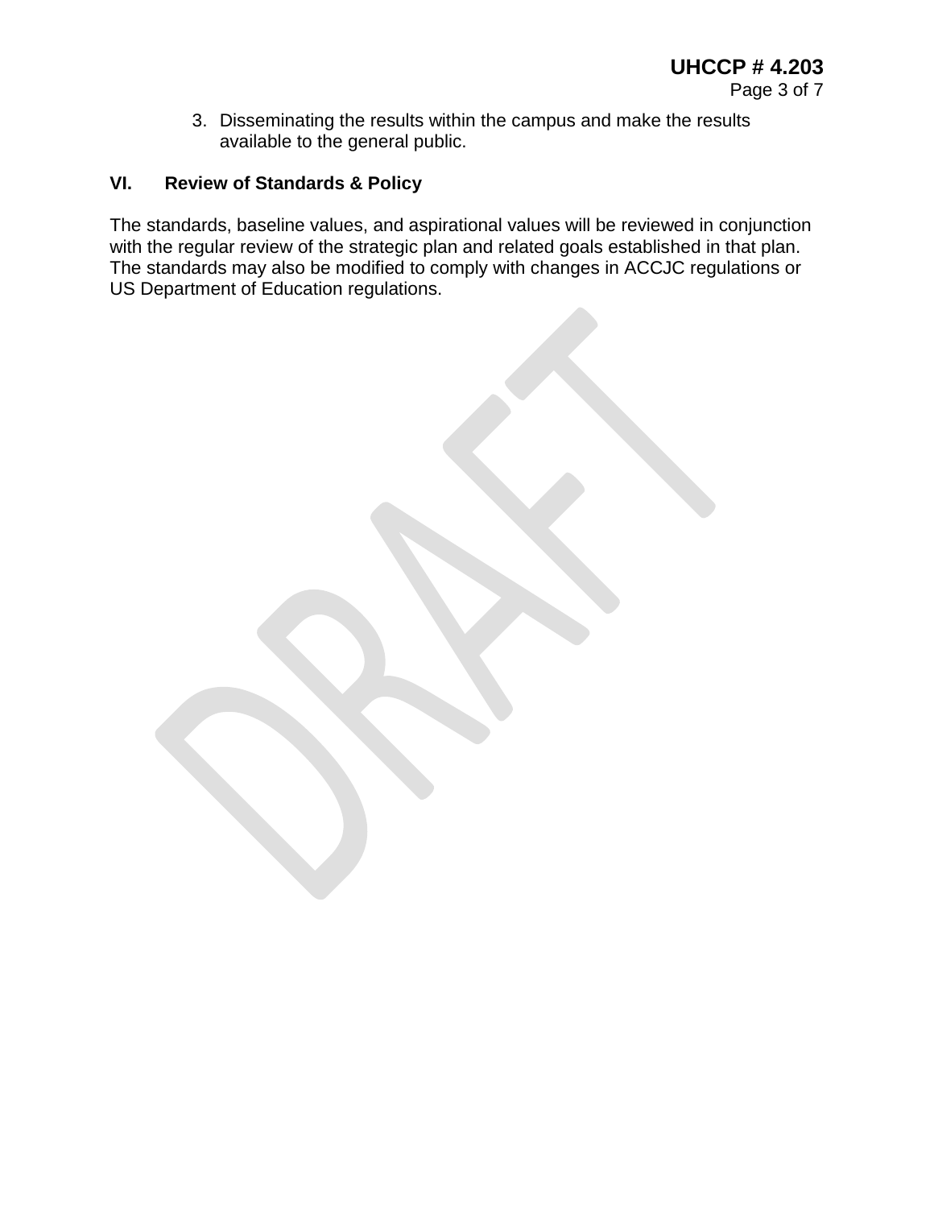3. Disseminating the results within the campus and make the results available to the general public.

## VI. Review of Standards & Policy

The standards, baseline values, and aspirational values will be reviewed in conjunction with the regular review of the strategic plan and related goals established in that plan. The standards may also be modified to comply with changes in ACCJC regulations or US Department of Education regulations.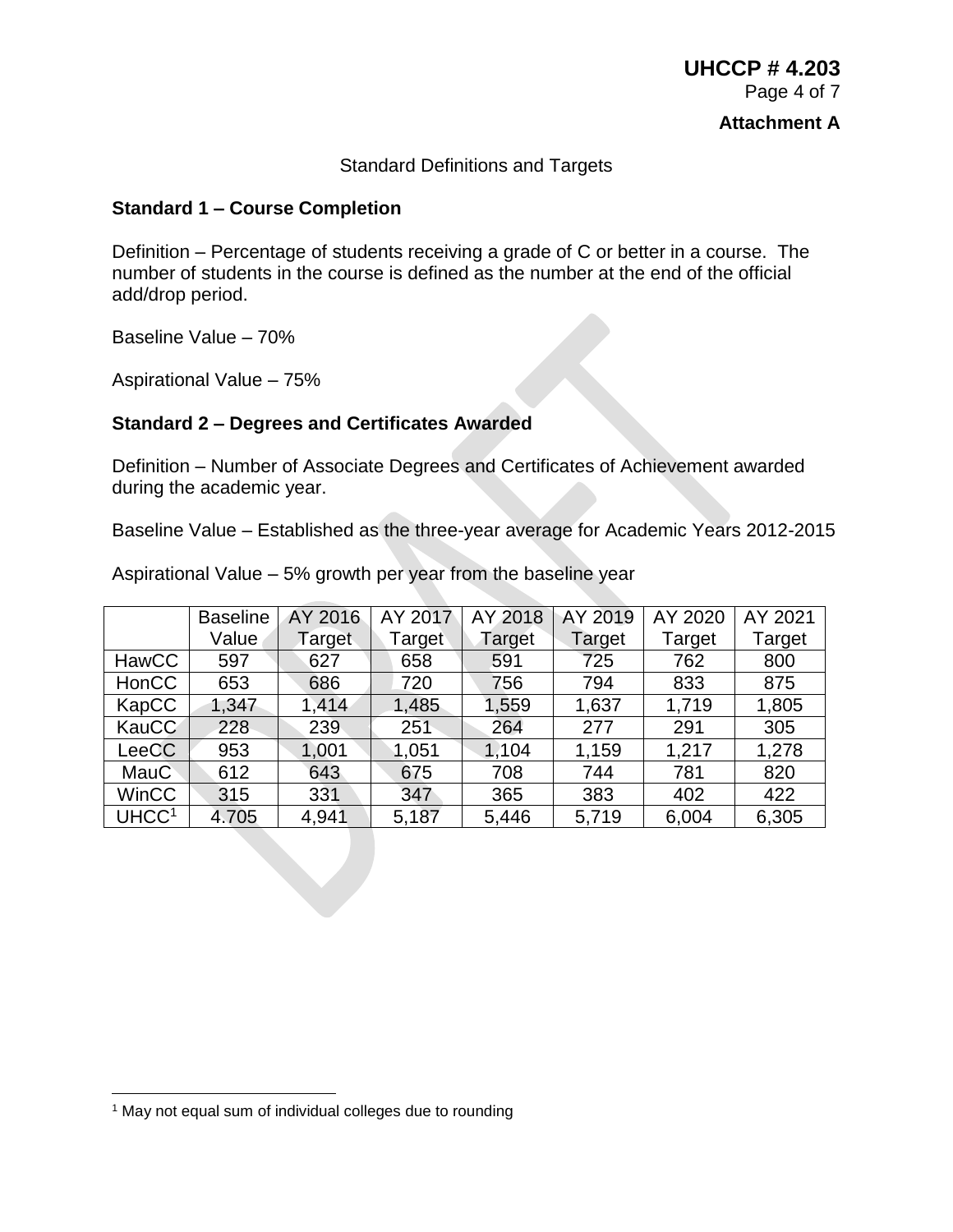**UHCCP # 4.203**

**Attachment A**

Standard Definitions and Targets

**Standard 1 – Course Completion**

Definition – Percentage of students receiving a grade of C or better in a course. The number of students in the course is defined as the number at the end of the official add/drop period.

Baseline Value – 70%

Aspirational Value – 75%

**Standard 2 – Degrees and Certificates Awarded**

Definition – Number of Associate Degrees and Certificates of Achievement awarded during the academic year.

Baseline Value – Established as the three-year average for Academic Years 2012-2015

Aspirational Value – 5% growth per year from the baseline year

| | Baseline Value | AY 2016 Target | AY 2017 Target | AY 2018 Target | AY 2019 Target | AY 2020 Target | AY 2021 Target |
|---|---|---|---|---|---|---|---|
| HawCC | 597 | 627 | 658 | 591 | 725 | 762 | 800 |
| HonCC | 653 | 686 | 720 | 756 | 794 | 833 | 875 |
| KapCC | 1,347 | 1,414 | 1,485 | 1,559 | 1,637 | 1,719 | 1,805 |
| KauCC | 228 | 239 | 251 | 264 | 277 | 291 | 305 |
| LeeCC | 953 | 1,001 | 1,051 | 1,104 | 1,159 | 1,217 | 1,278 |
| MauC | 612 | 643 | 675 | 708 | 744 | 781 | 820 |
| WinCC | 315 | 331 | 347 | 365 | 383 | 402 | 422 |
| UHCC[1] | 4.705 | 4,941 | 5,187 | 5,446 | 5,719 | 6,004 | 6,305 |

[1] May not equal sum of individual colleges due to rounding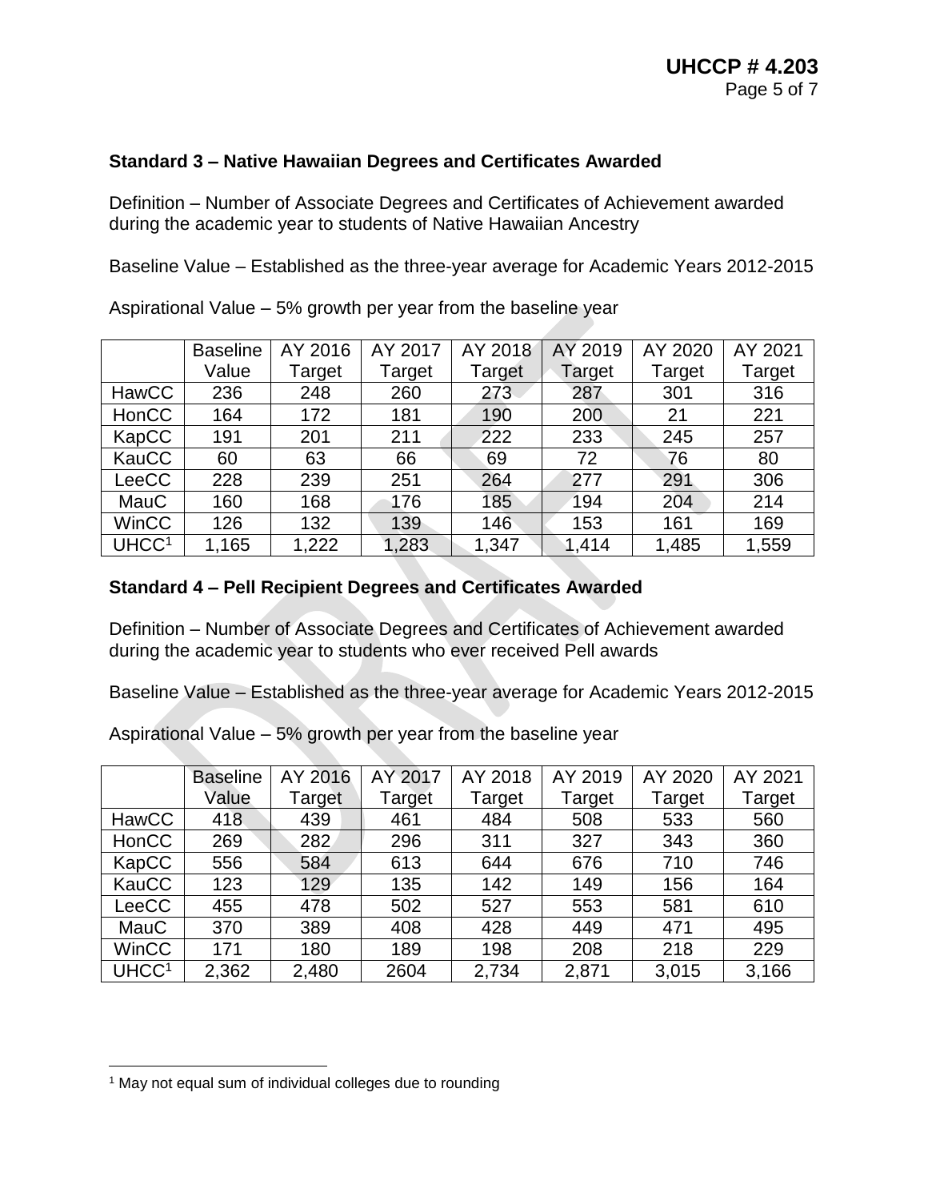### Standard 3 – Native Hawaiian Degrees and Certificates Awarded

Definition – Number of Associate Degrees and Certificates of Achievement awarded during the academic year to students of Native Hawaiian Ancestry

Baseline Value – Established as the three-year average for Academic Years 2012-2015

Aspirational Value – 5% growth per year from the baseline year

| | Baseline Value | AY 2016 Target | AY 2017 Target | AY 2018 Target | AY 2019 Target | AY 2020 Target | AY 2021 Target |
|---|---|---|---|---|---|---|---|
| HawCC | 236 | 248 | 260 | 273 | 287 | 301 | 316 |
| HonCC | 164 | 172 | 181 | 190 | 200 | 21 | 221 |
| KapCC | 191 | 201 | 211 | 222 | 233 | 245 | 257 |
| KauCC | 60 | 63 | 66 | 69 | 72 | 76 | 80 |
| LeeCC | 228 | 239 | 251 | 264 | 277 | 291 | 306 |
| MauC | 160 | 168 | 176 | 185 | 194 | 204 | 214 |
| WinCC | 126 | 132 | 139 | 146 | 153 | 161 | 169 |
| UHCC[1] | 1,165 | 1,222 | 1,283 | 1,347 | 1,414 | 1,485 | 1,559 |

### Standard 4 – Pell Recipient Degrees and Certificates Awarded

Definition – Number of Associate Degrees and Certificates of Achievement awarded during the academic year to students who ever received Pell awards

Baseline Value – Established as the three-year average for Academic Years 2012-2015

Aspirational Value – 5% growth per year from the baseline year

| | Baseline Value | AY 2016 Target | AY 2017 Target | AY 2018 Target | AY 2019 Target | AY 2020 Target | AY 2021 Target |
|---|---|---|---|---|---|---|---|
| HawCC | 418 | 439 | 461 | 484 | 508 | 533 | 560 |
| HonCC | 269 | 282 | 296 | 311 | 327 | 343 | 360 |
| KapCC | 556 | 584 | 613 | 644 | 676 | 710 | 746 |
| KauCC | 123 | 129 | 135 | 142 | 149 | 156 | 164 |
| LeeCC | 455 | 478 | 502 | 527 | 553 | 581 | 610 |
| MauC | 370 | 389 | 408 | 428 | 449 | 471 | 495 |
| WinCC | 171 | 180 | 189 | 198 | 208 | 218 | 229 |
| UHCC[1] | 2,362 | 2,480 | 2604 | 2,734 | 2,871 | 3,015 | 3,166 |

[1] May not equal sum of individual colleges due to rounding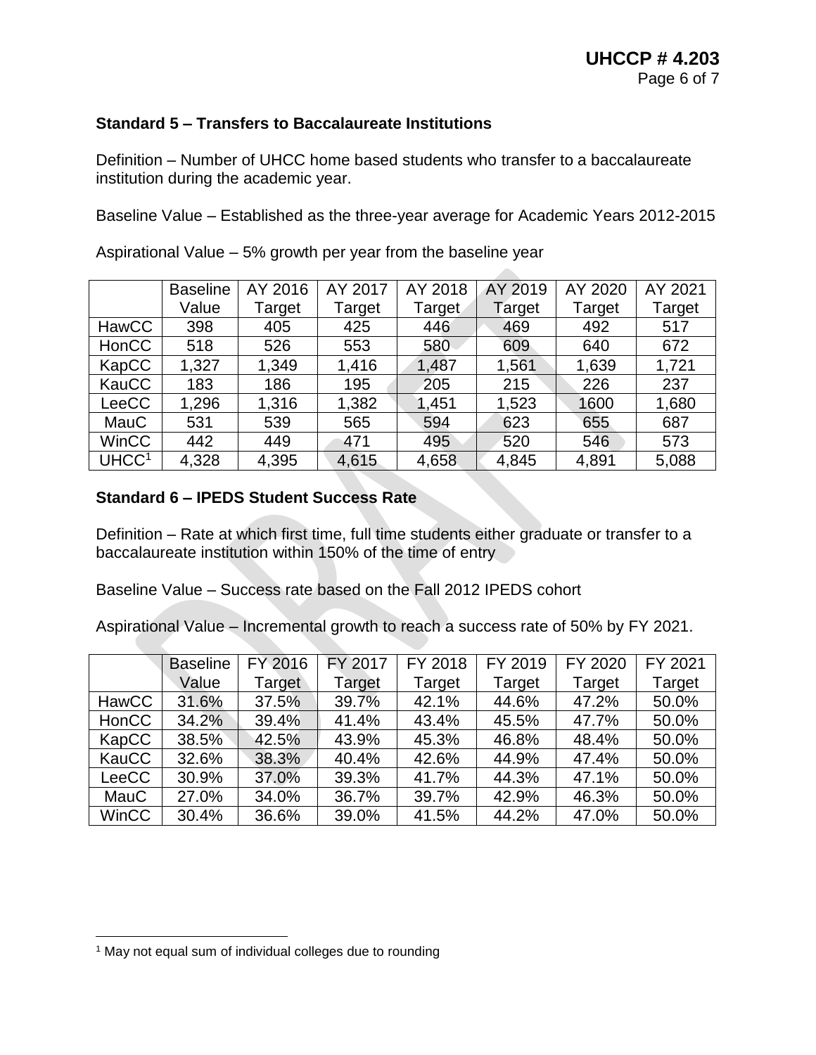**Standard 5 – Transfers to Baccalaureate Institutions**

Definition – Number of UHCC home based students who transfer to a baccalaureate institution during the academic year.

Baseline Value – Established as the three-year average for Academic Years 2012-2015

Aspirational Value – 5% growth per year from the baseline year

| | Baseline Value | AY 2016 Target | AY 2017 Target | AY 2018 Target | AY 2019 Target | AY 2020 Target | AY 2021 Target |
|---|---|---|---|---|---|---|---|
| HawCC | 398 | 405 | 425 | 446 | 469 | 492 | 517 |
| HonCC | 518 | 526 | 553 | 580 | 609 | 640 | 672 |
| KapCC | 1,327 | 1,349 | 1,416 | 1,487 | 1,561 | 1,639 | 1,721 |
| KauCC | 183 | 186 | 195 | 205 | 215 | 226 | 237 |
| LeeCC | 1,296 | 1,316 | 1,382 | 1,451 | 1,523 | 1600 | 1,680 |
| MauC | 531 | 539 | 565 | 594 | 623 | 655 | 687 |
| WinCC | 442 | 449 | 471 | 495 | 520 | 546 | 573 |
| UHCC[1] | 4,328 | 4,395 | 4,615 | 4,658 | 4,845 | 4,891 | 5,088 |

**Standard 6 – IPEDS Student Success Rate**

Definition – Rate at which first time, full time students either graduate or transfer to a baccalaureate institution within 150% of the time of entry

Baseline Value – Success rate based on the Fall 2012 IPEDS cohort

Aspirational Value – Incremental growth to reach a success rate of 50% by FY 2021.

| | Baseline Value | FY 2016 Target | FY 2017 Target | FY 2018 Target | FY 2019 Target | FY 2020 Target | FY 2021 Target |
|---|---|---|---|---|---|---|---|
| HawCC | 31.6% | 37.5% | 39.7% | 42.1% | 44.6% | 47.2% | 50.0% |
| HonCC | 34.2% | 39.4% | 41.4% | 43.4% | 45.5% | 47.7% | 50.0% |
| KapCC | 38.5% | 42.5% | 43.9% | 45.3% | 46.8% | 48.4% | 50.0% |
| KauCC | 32.6% | 38.3% | 40.4% | 42.6% | 44.9% | 47.4% | 50.0% |
| LeeCC | 30.9% | 37.0% | 39.3% | 41.7% | 44.3% | 47.1% | 50.0% |
| MauC | 27.0% | 34.0% | 36.7% | 39.7% | 42.9% | 46.3% | 50.0% |
| WinCC | 30.4% | 36.6% | 39.0% | 41.5% | 44.2% | 47.0% | 50.0% |

[1] May not equal sum of individual colleges due to rounding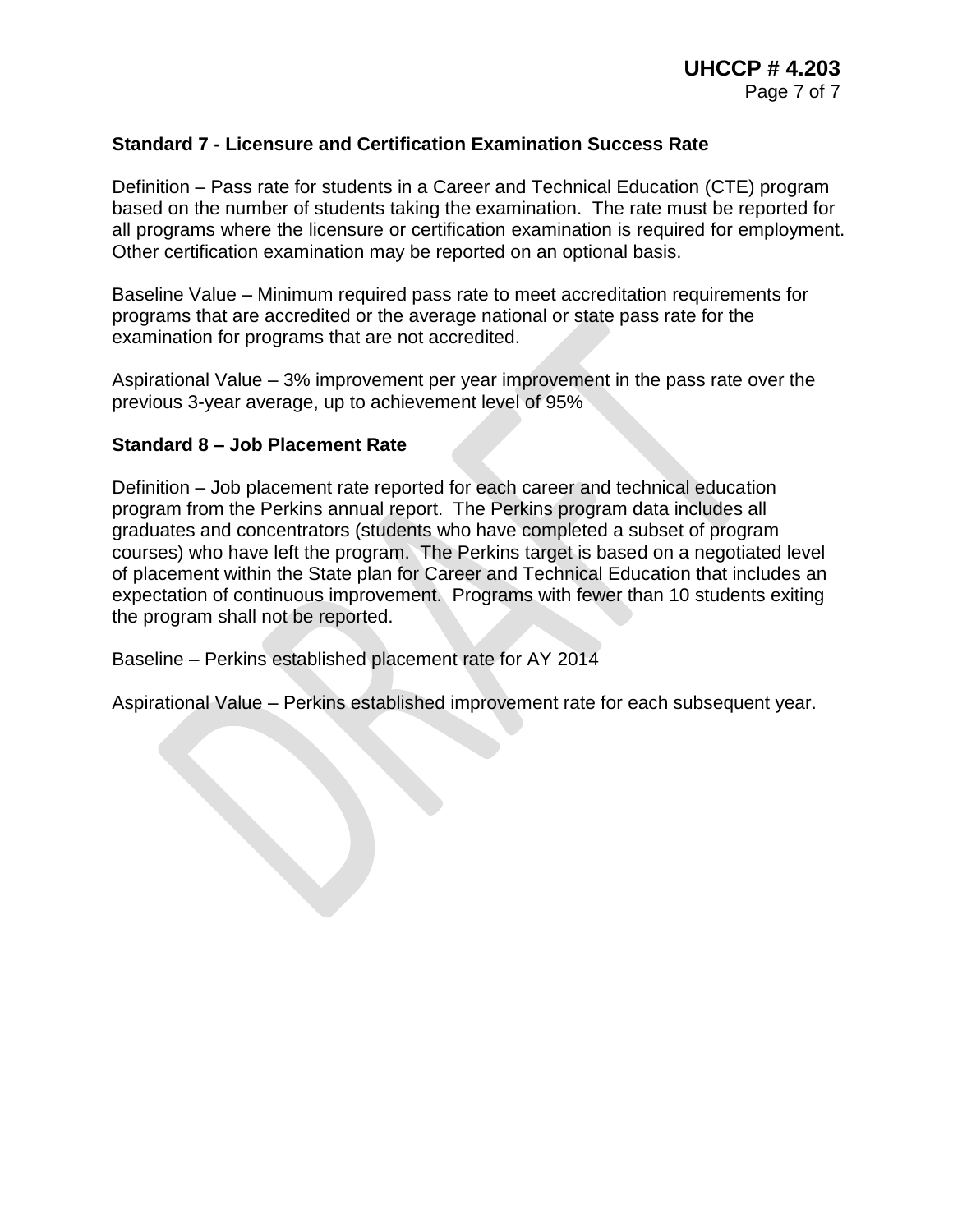### Standard 7 - Licensure and Certification Examination Success Rate

Definition – Pass rate for students in a Career and Technical Education (CTE) program based on the number of students taking the examination. The rate must be reported for all programs where the licensure or certification examination is required for employment. Other certification examination may be reported on an optional basis.

Baseline Value – Minimum required pass rate to meet accreditation requirements for programs that are accredited or the average national or state pass rate for the examination for programs that are not accredited.

Aspirational Value – 3% improvement per year improvement in the pass rate over the previous 3-year average, up to achievement level of 95%

### Standard 8 – Job Placement Rate

Definition – Job placement rate reported for each career and technical education program from the Perkins annual report. The Perkins program data includes all graduates and concentrators (students who have completed a subset of program courses) who have left the program. The Perkins target is based on a negotiated level of placement within the State plan for Career and Technical Education that includes an expectation of continuous improvement. Programs with fewer than 10 students exiting the program shall not be reported.

Baseline – Perkins established placement rate for AY 2014

Aspirational Value – Perkins established improvement rate for each subsequent year.